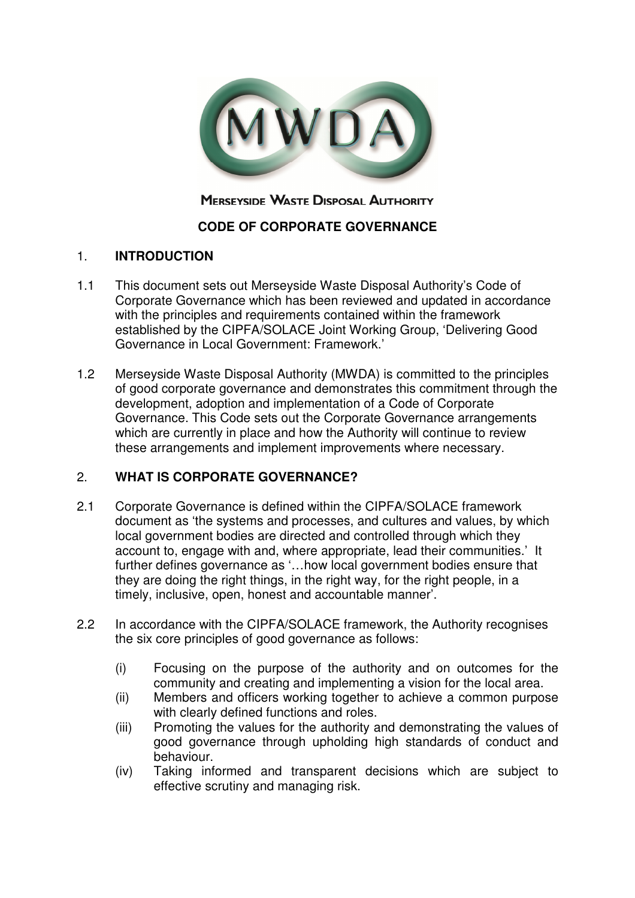MERSEYSIDE WASTE DISPOSAL AUTHORITY

# CODE OF CORPORATE GOVERNANCE

## 1. INTRODUCTION

1.1 This document sets out Merseyside Waste Disposal Authority's Code of Corporate Governance which has been reviewed and updated in accordance with the principles and requirements contained within the framework established by the CIPFA/SOLACE Joint Working Group, 'Delivering Good Governance in Local Government: Framework.'

1.2 Merseyside Waste Disposal Authority (MWDA) is committed to the principles of good corporate governance and demonstrates this commitment through the development, adoption and implementation of a Code of Corporate Governance. This Code sets out the Corporate Governance arrangements which are currently in place and how the Authority will continue to review these arrangements and implement improvements where necessary.

## 2. WHAT IS CORPORATE GOVERNANCE?

2.1 Corporate Governance is defined within the CIPFA/SOLACE framework document as 'the systems and processes, and cultures and values, by which local government bodies are directed and controlled through which they account to, engage with and, where appropriate, lead their communities.' It further defines governance as '…how local government bodies ensure that they are doing the right things, in the right way, for the right people, in a timely, inclusive, open, honest and accountable manner'.

2.2 In accordance with the CIPFA/SOLACE framework, the Authority recognises the six core principles of good governance as follows:

(i) Focusing on the purpose of the authority and on outcomes for the community and creating and implementing a vision for the local area.
(ii) Members and officers working together to achieve a common purpose with clearly defined functions and roles.
(iii) Promoting the values for the authority and demonstrating the values of good governance through upholding high standards of conduct and behaviour.
(iv) Taking informed and transparent decisions which are subject to effective scrutiny and managing risk.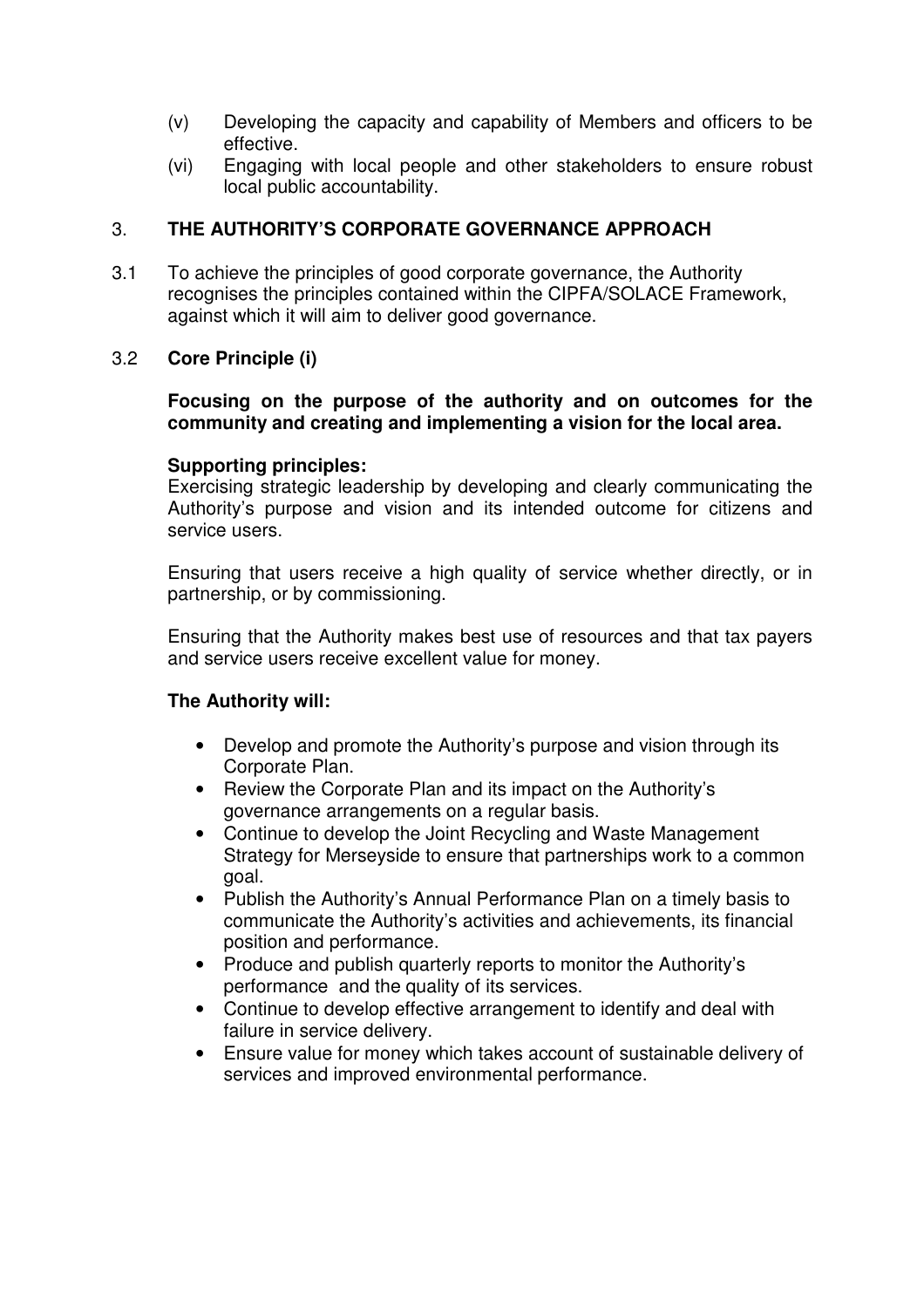(v) Developing the capacity and capability of Members and officers to be effective.

(vi) Engaging with local people and other stakeholders to ensure robust local public accountability.

## 3. THE AUTHORITY'S CORPORATE GOVERNANCE APPROACH

3.1 To achieve the principles of good corporate governance, the Authority recognises the principles contained within the CIPFA/SOLACE Framework, against which it will aim to deliver good governance.

### 3.2 Core Principle (i)

**Focusing on the purpose of the authority and on outcomes for the community and creating and implementing a vision for the local area.**

**Supporting principles:**

Exercising strategic leadership by developing and clearly communicating the Authority's purpose and vision and its intended outcome for citizens and service users.

Ensuring that users receive a high quality of service whether directly, or in partnership, or by commissioning.

Ensuring that the Authority makes best use of resources and that tax payers and service users receive excellent value for money.

**The Authority will:**

- Develop and promote the Authority's purpose and vision through its Corporate Plan.
- Review the Corporate Plan and its impact on the Authority's governance arrangements on a regular basis.
- Continue to develop the Joint Recycling and Waste Management Strategy for Merseyside to ensure that partnerships work to a common goal.
- Publish the Authority's Annual Performance Plan on a timely basis to communicate the Authority's activities and achievements, its financial position and performance.
- Produce and publish quarterly reports to monitor the Authority's performance and the quality of its services.
- Continue to develop effective arrangement to identify and deal with failure in service delivery.
- Ensure value for money which takes account of sustainable delivery of services and improved environmental performance.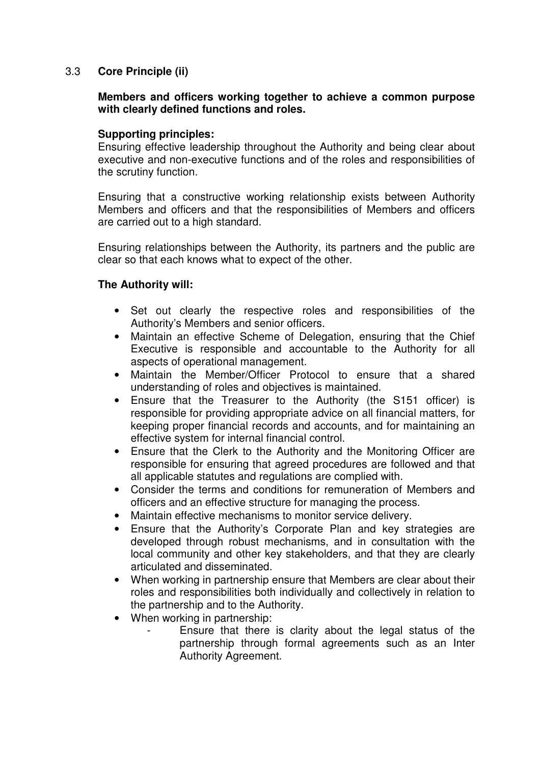### 3.3 Core Principle (ii)

**Members and officers working together to achieve a common purpose with clearly defined functions and roles.**

**Supporting principles:**

Ensuring effective leadership throughout the Authority and being clear about executive and non-executive functions and of the roles and responsibilities of the scrutiny function.

Ensuring that a constructive working relationship exists between Authority Members and officers and that the responsibilities of Members and officers are carried out to a high standard.

Ensuring relationships between the Authority, its partners and the public are clear so that each knows what to expect of the other.

**The Authority will:**

- Set out clearly the respective roles and responsibilities of the Authority's Members and senior officers.
- Maintain an effective Scheme of Delegation, ensuring that the Chief Executive is responsible and accountable to the Authority for all aspects of operational management.
- Maintain the Member/Officer Protocol to ensure that a shared understanding of roles and objectives is maintained.
- Ensure that the Treasurer to the Authority (the S151 officer) is responsible for providing appropriate advice on all financial matters, for keeping proper financial records and accounts, and for maintaining an effective system for internal financial control.
- Ensure that the Clerk to the Authority and the Monitoring Officer are responsible for ensuring that agreed procedures are followed and that all applicable statutes and regulations are complied with.
- Consider the terms and conditions for remuneration of Members and officers and an effective structure for managing the process.
- Maintain effective mechanisms to monitor service delivery.
- Ensure that the Authority's Corporate Plan and key strategies are developed through robust mechanisms, and in consultation with the local community and other key stakeholders, and that they are clearly articulated and disseminated.
- When working in partnership ensure that Members are clear about their roles and responsibilities both individually and collectively in relation to the partnership and to the Authority.
- When working in partnership:
  - Ensure that there is clarity about the legal status of the partnership through formal agreements such as an Inter Authority Agreement.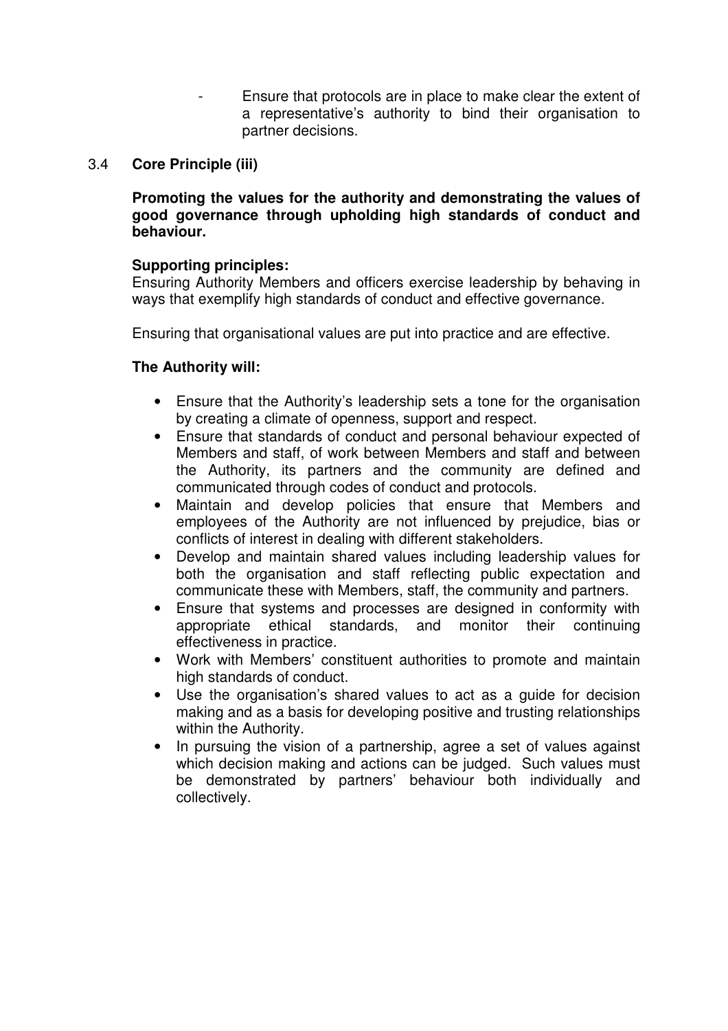- Ensure that protocols are in place to make clear the extent of a representative's authority to bind their organisation to partner decisions.

3.4 **Core Principle (iii)**

**Promoting the values for the authority and demonstrating the values of good governance through upholding high standards of conduct and behaviour.**

**Supporting principles:**
Ensuring Authority Members and officers exercise leadership by behaving in ways that exemplify high standards of conduct and effective governance.

Ensuring that organisational values are put into practice and are effective.

**The Authority will:**

- Ensure that the Authority's leadership sets a tone for the organisation by creating a climate of openness, support and respect.
- Ensure that standards of conduct and personal behaviour expected of Members and staff, of work between Members and staff and between the Authority, its partners and the community are defined and communicated through codes of conduct and protocols.
- Maintain and develop policies that ensure that Members and employees of the Authority are not influenced by prejudice, bias or conflicts of interest in dealing with different stakeholders.
- Develop and maintain shared values including leadership values for both the organisation and staff reflecting public expectation and communicate these with Members, staff, the community and partners.
- Ensure that systems and processes are designed in conformity with appropriate ethical standards, and monitor their continuing effectiveness in practice.
- Work with Members' constituent authorities to promote and maintain high standards of conduct.
- Use the organisation's shared values to act as a guide for decision making and as a basis for developing positive and trusting relationships within the Authority.
- In pursuing the vision of a partnership, agree a set of values against which decision making and actions can be judged. Such values must be demonstrated by partners' behaviour both individually and collectively.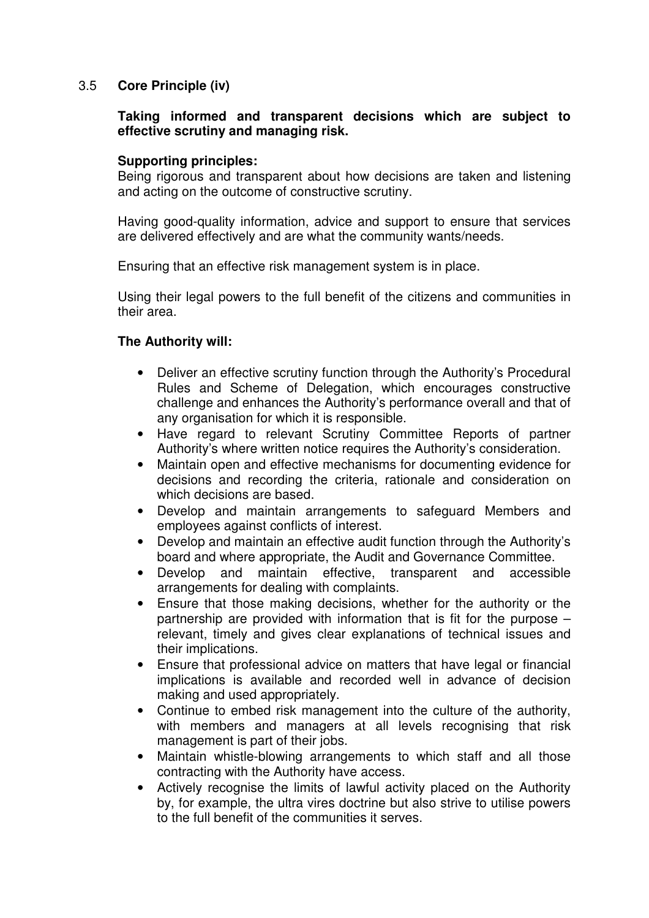### 3.5 **Core Principle (iv)**

**Taking informed and transparent decisions which are subject to effective scrutiny and managing risk.**

**Supporting principles:**

Being rigorous and transparent about how decisions are taken and listening and acting on the outcome of constructive scrutiny.

Having good-quality information, advice and support to ensure that services are delivered effectively and are what the community wants/needs.

Ensuring that an effective risk management system is in place.

Using their legal powers to the full benefit of the citizens and communities in their area.

**The Authority will:**

- Deliver an effective scrutiny function through the Authority's Procedural Rules and Scheme of Delegation, which encourages constructive challenge and enhances the Authority's performance overall and that of any organisation for which it is responsible.
- Have regard to relevant Scrutiny Committee Reports of partner Authority's where written notice requires the Authority's consideration.
- Maintain open and effective mechanisms for documenting evidence for decisions and recording the criteria, rationale and consideration on which decisions are based.
- Develop and maintain arrangements to safeguard Members and employees against conflicts of interest.
- Develop and maintain an effective audit function through the Authority's board and where appropriate, the Audit and Governance Committee.
- Develop and maintain effective, transparent and accessible arrangements for dealing with complaints.
- Ensure that those making decisions, whether for the authority or the partnership are provided with information that is fit for the purpose – relevant, timely and gives clear explanations of technical issues and their implications.
- Ensure that professional advice on matters that have legal or financial implications is available and recorded well in advance of decision making and used appropriately.
- Continue to embed risk management into the culture of the authority, with members and managers at all levels recognising that risk management is part of their jobs.
- Maintain whistle-blowing arrangements to which staff and all those contracting with the Authority have access.
- Actively recognise the limits of lawful activity placed on the Authority by, for example, the ultra vires doctrine but also strive to utilise powers to the full benefit of the communities it serves.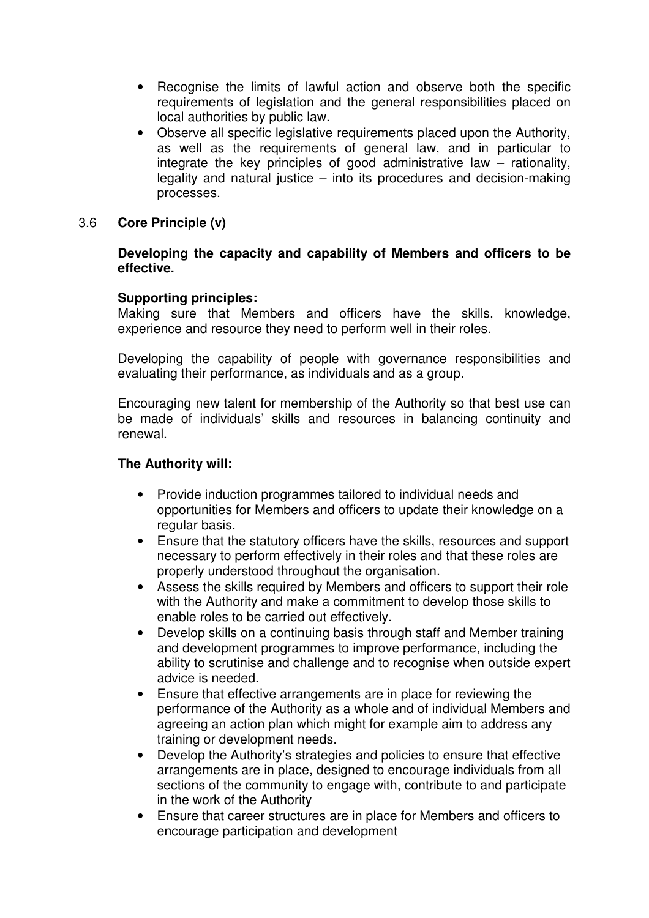- Recognise the limits of lawful action and observe both the specific requirements of legislation and the general responsibilities placed on local authorities by public law.
- Observe all specific legislative requirements placed upon the Authority, as well as the requirements of general law, and in particular to integrate the key principles of good administrative law – rationality, legality and natural justice – into its procedures and decision-making processes.

3.6 **Core Principle (v)**

**Developing the capacity and capability of Members and officers to be effective.**

**Supporting principles:**
Making sure that Members and officers have the skills, knowledge, experience and resource they need to perform well in their roles.

Developing the capability of people with governance responsibilities and evaluating their performance, as individuals and as a group.

Encouraging new talent for membership of the Authority so that best use can be made of individuals' skills and resources in balancing continuity and renewal.

**The Authority will:**

- Provide induction programmes tailored to individual needs and opportunities for Members and officers to update their knowledge on a regular basis.
- Ensure that the statutory officers have the skills, resources and support necessary to perform effectively in their roles and that these roles are properly understood throughout the organisation.
- Assess the skills required by Members and officers to support their role with the Authority and make a commitment to develop those skills to enable roles to be carried out effectively.
- Develop skills on a continuing basis through staff and Member training and development programmes to improve performance, including the ability to scrutinise and challenge and to recognise when outside expert advice is needed.
- Ensure that effective arrangements are in place for reviewing the performance of the Authority as a whole and of individual Members and agreeing an action plan which might for example aim to address any training or development needs.
- Develop the Authority's strategies and policies to ensure that effective arrangements are in place, designed to encourage individuals from all sections of the community to engage with, contribute to and participate in the work of the Authority
- Ensure that career structures are in place for Members and officers to encourage participation and development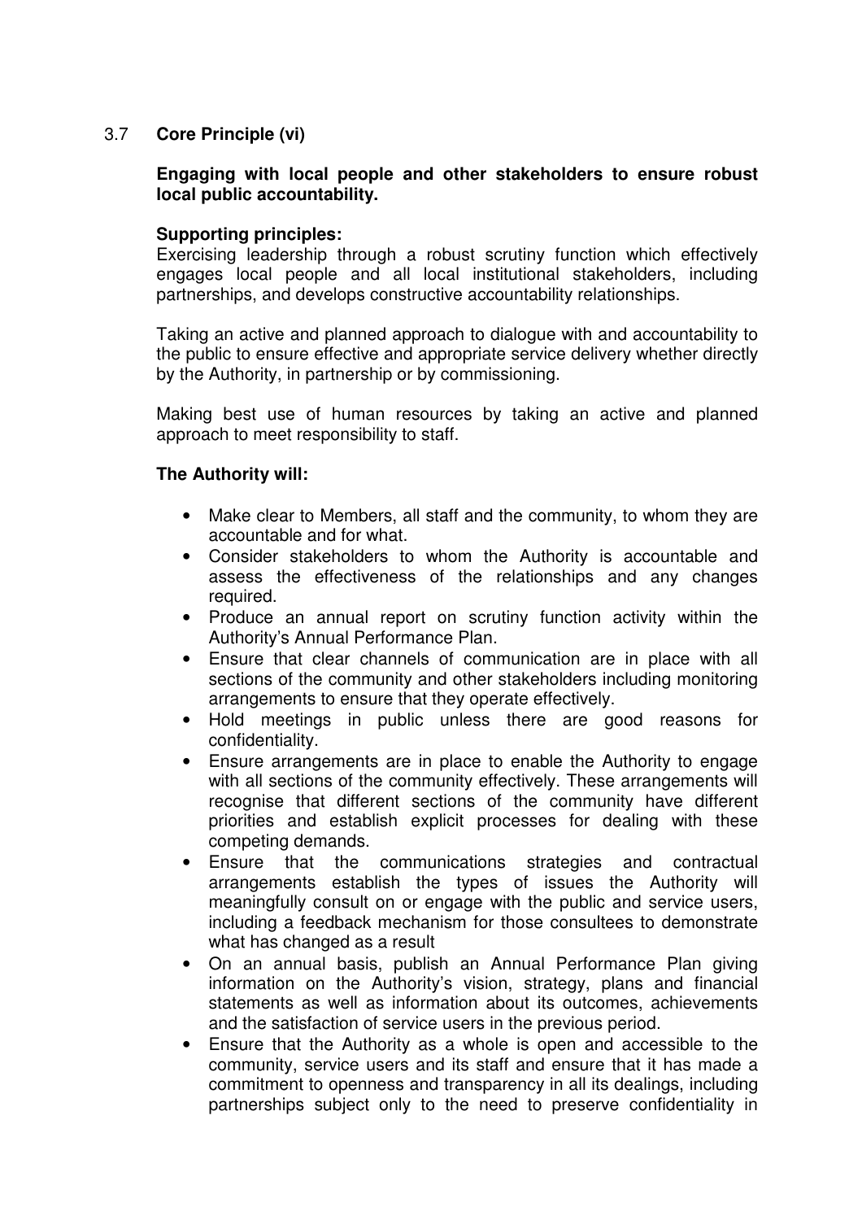## 3.7 Core Principle (vi)

**Engaging with local people and other stakeholders to ensure robust local public accountability.**

**Supporting principles:**

Exercising leadership through a robust scrutiny function which effectively engages local people and all local institutional stakeholders, including partnerships, and develops constructive accountability relationships.

Taking an active and planned approach to dialogue with and accountability to the public to ensure effective and appropriate service delivery whether directly by the Authority, in partnership or by commissioning.

Making best use of human resources by taking an active and planned approach to meet responsibility to staff.

**The Authority will:**

- Make clear to Members, all staff and the community, to whom they are accountable and for what.
- Consider stakeholders to whom the Authority is accountable and assess the effectiveness of the relationships and any changes required.
- Produce an annual report on scrutiny function activity within the Authority's Annual Performance Plan.
- Ensure that clear channels of communication are in place with all sections of the community and other stakeholders including monitoring arrangements to ensure that they operate effectively.
- Hold meetings in public unless there are good reasons for confidentiality.
- Ensure arrangements are in place to enable the Authority to engage with all sections of the community effectively. These arrangements will recognise that different sections of the community have different priorities and establish explicit processes for dealing with these competing demands.
- Ensure that the communications strategies and contractual arrangements establish the types of issues the Authority will meaningfully consult on or engage with the public and service users, including a feedback mechanism for those consultees to demonstrate what has changed as a result
- On an annual basis, publish an Annual Performance Plan giving information on the Authority's vision, strategy, plans and financial statements as well as information about its outcomes, achievements and the satisfaction of service users in the previous period.
- Ensure that the Authority as a whole is open and accessible to the community, service users and its staff and ensure that it has made a commitment to openness and transparency in all its dealings, including partnerships subject only to the need to preserve confidentiality in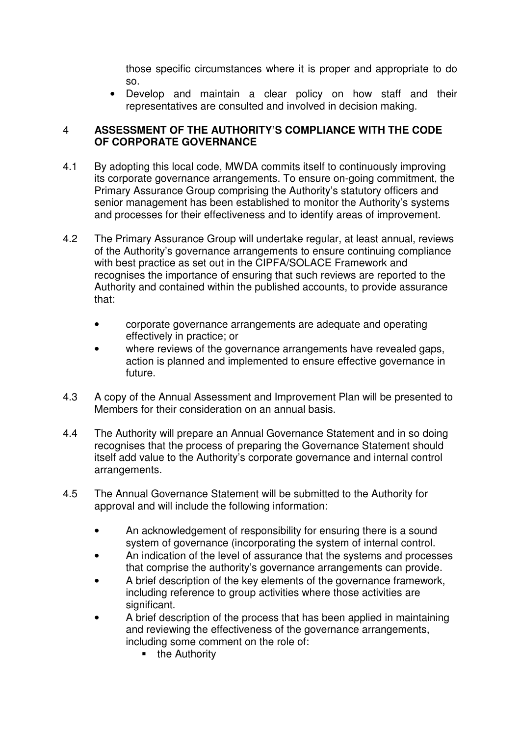those specific circumstances where it is proper and appropriate to do so.

- Develop and maintain a clear policy on how staff and their representatives are consulted and involved in decision making.

## 4 ASSESSMENT OF THE AUTHORITY'S COMPLIANCE WITH THE CODE OF CORPORATE GOVERNANCE

4.1 By adopting this local code, MWDA commits itself to continuously improving its corporate governance arrangements. To ensure on-going commitment, the Primary Assurance Group comprising the Authority's statutory officers and senior management has been established to monitor the Authority's systems and processes for their effectiveness and to identify areas of improvement.

4.2 The Primary Assurance Group will undertake regular, at least annual, reviews of the Authority's governance arrangements to ensure continuing compliance with best practice as set out in the CIPFA/SOLACE Framework and recognises the importance of ensuring that such reviews are reported to the Authority and contained within the published accounts, to provide assurance that:

- corporate governance arrangements are adequate and operating effectively in practice; or
- where reviews of the governance arrangements have revealed gaps, action is planned and implemented to ensure effective governance in future.

4.3 A copy of the Annual Assessment and Improvement Plan will be presented to Members for their consideration on an annual basis.

4.4 The Authority will prepare an Annual Governance Statement and in so doing recognises that the process of preparing the Governance Statement should itself add value to the Authority's corporate governance and internal control arrangements.

4.5 The Annual Governance Statement will be submitted to the Authority for approval and will include the following information:

- An acknowledgement of responsibility for ensuring there is a sound system of governance (incorporating the system of internal control.
- An indication of the level of assurance that the systems and processes that comprise the authority's governance arrangements can provide.
- A brief description of the key elements of the governance framework, including reference to group activities where those activities are significant.
- A brief description of the process that has been applied in maintaining and reviewing the effectiveness of the governance arrangements, including some comment on the role of:
  - the Authority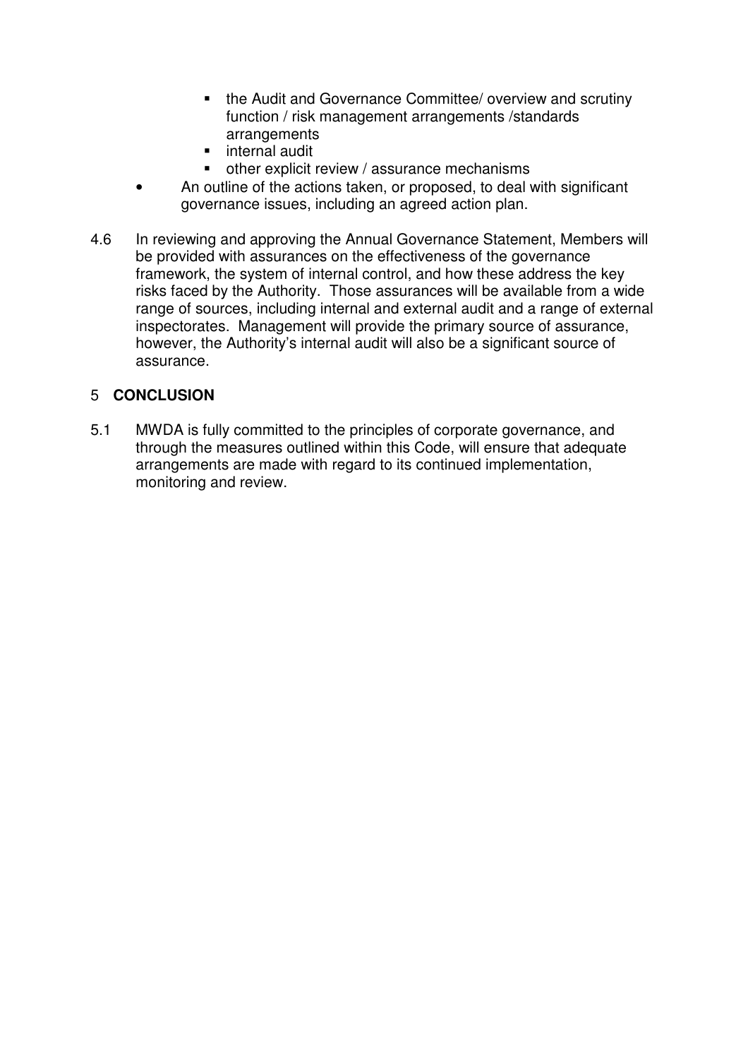- the Audit and Governance Committee/ overview and scrutiny function / risk management arrangements /standards arrangements
  - internal audit
  - other explicit review / assurance mechanisms
- An outline of the actions taken, or proposed, to deal with significant governance issues, including an agreed action plan.

4.6 In reviewing and approving the Annual Governance Statement, Members will be provided with assurances on the effectiveness of the governance framework, the system of internal control, and how these address the key risks faced by the Authority. Those assurances will be available from a wide range of sources, including internal and external audit and a range of external inspectorates. Management will provide the primary source of assurance, however, the Authority's internal audit will also be a significant source of assurance.

## 5 CONCLUSION

5.1 MWDA is fully committed to the principles of corporate governance, and through the measures outlined within this Code, will ensure that adequate arrangements are made with regard to its continued implementation, monitoring and review.